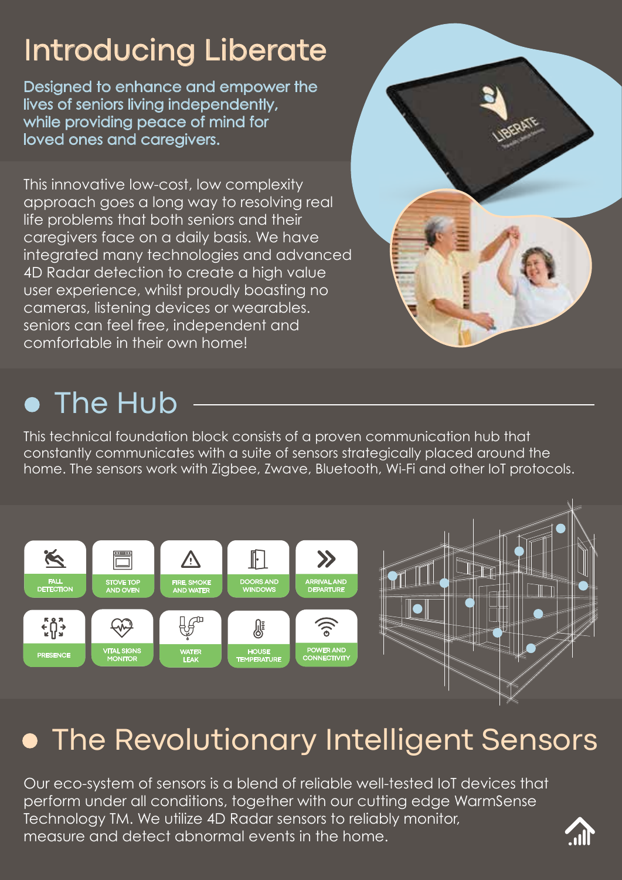# Introducing Liberate

Designed to enhance and empower the lives of seniors living independently, while providing peace of mind for loved ones and caregivers.

This innovative low-cost, low complexity approach goes a long way to resolving real life problems that both seniors and their caregivers face on a daily basis. We have integrated many technologies and advanced 4D Radar detection to create a high value user experience, whilst proudly boasting no cameras, listening devices or wearables. seniors can feel free, independent and comfortable in their own home!

## The Hub

This technical foundation block consists of a proven communication hub that constantly communicates with a suite of sensors strategically placed around the home. The sensors work with Zigbee, Zwave, Bluetooth, Wi-Fi and other IoT protocols.

- FALL DETECTION
- STOVE TOP AND OVEN
- FIRE, SMOKE AND WATER
- DOORS AND WINDOWS
- ARRIVAL AND DEPARTURE
- PRESENCE
- VITAL SIGNS MONITOR
- WATER LEAK
- HOUSE TEMPERATURE
- POWER AND CONNECTIVITY

## The Revolutionary Intelligent Sensors

Our eco-system of sensors is a blend of reliable well-tested IoT devices that perform under all conditions, together with our cutting edge WarmSense Technology TM. We utilize 4D Radar sensors to reliably monitor, measure and detect abnormal events in the home.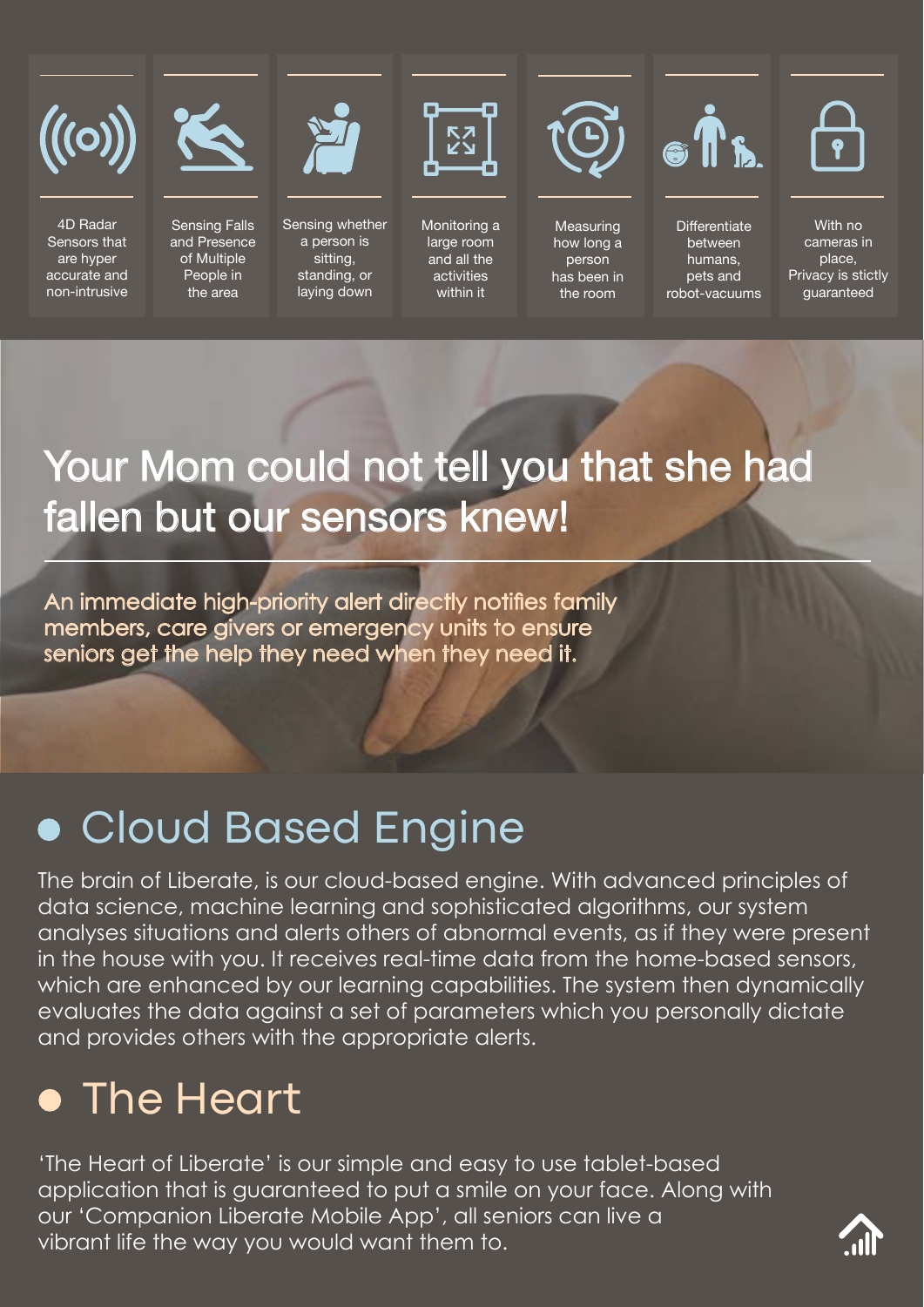4D Radar Sensors that are hyper accurate and non-intrusive

Sensing Falls and Presence of Multiple People in the area

Sensing whether a person is sitting, standing, or laying down

Monitoring a large room and all the activities within it

Measuring how long a person has been in the room

Differentiate between humans, pets and robot-vacuums

With no cameras in place, Privacy is stictly guaranteed

## Your Mom could not tell you that she had fallen but our sensors knew!

An immediate high-priority alert directly notifies family members, care givers or emergency units to ensure seniors get the help they need when they need it.

## Cloud Based Engine

The brain of Liberate, is our cloud-based engine. With advanced principles of data science, machine learning and sophisticated algorithms, our system analyses situations and alerts others of abnormal events, as if they were present in the house with you. It receives real-time data from the home-based sensors, which are enhanced by our learning capabilities. The system then dynamically evaluates the data against a set of parameters which you personally dictate and provides others with the appropriate alerts.

## The Heart

'The Heart of Liberate' is our simple and easy to use tablet-based application that is guaranteed to put a smile on your face. Along with our 'Companion Liberate Mobile App', all seniors can live a vibrant life the way you would want them to.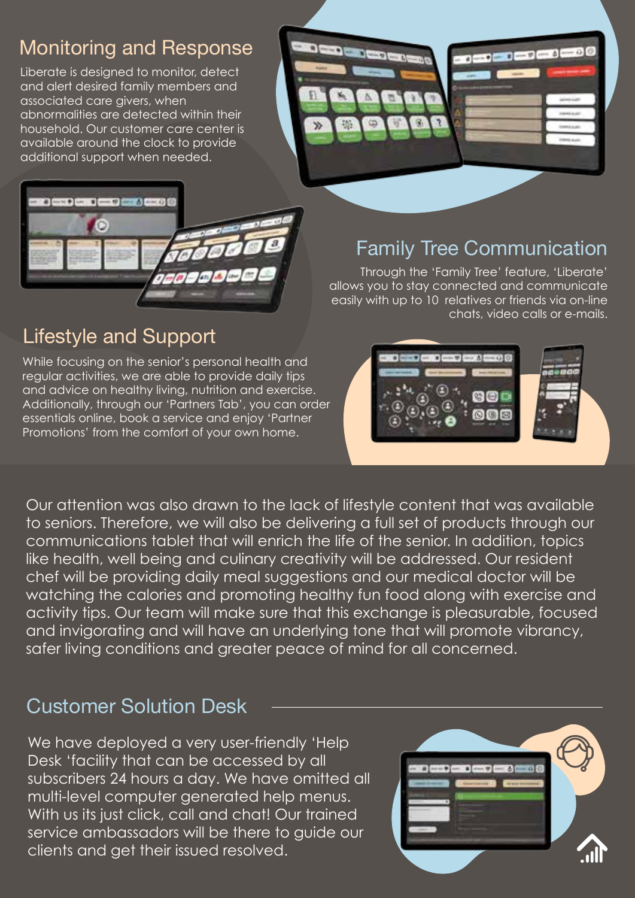## Monitoring and Response

Liberate is designed to monitor, detect and alert desired family members and associated care givers, when abnormalities are detected within their household. Our customer care center is available around the clock to provide additional support when needed.

## Family Tree Communication

Through the 'Family Tree' feature, 'Liberate' allows you to stay connected and communicate easily with up to 10 relatives or friends via on-line chats, video calls or e-mails.

## Lifestyle and Support

While focusing on the senior's personal health and regular activities, we are able to provide daily tips and advice on healthy living, nutrition and exercise. Additionally, through our 'Partners Tab', you can order essentials online, book a service and enjoy 'Partner Promotions' from the comfort of your own home.

Our attention was also drawn to the lack of lifestyle content that was available to seniors. Therefore, we will also be delivering a full set of products through our communications tablet that will enrich the life of the senior. In addition, topics like health, well being and culinary creativity will be addressed. Our resident chef will be providing daily meal suggestions and our medical doctor will be watching the calories and promoting healthy fun food along with exercise and activity tips. Our team will make sure that this exchange is pleasurable, focused and invigorating and will have an underlying tone that will promote vibrancy, safer living conditions and greater peace of mind for all concerned.

## Customer Solution Desk

We have deployed a very user-friendly 'Help Desk 'facility that can be accessed by all subscribers 24 hours a day. We have omitted all multi-level computer generated help menus. With us its just click, call and chat! Our trained service ambassadors will be there to guide our clients and get their issued resolved.